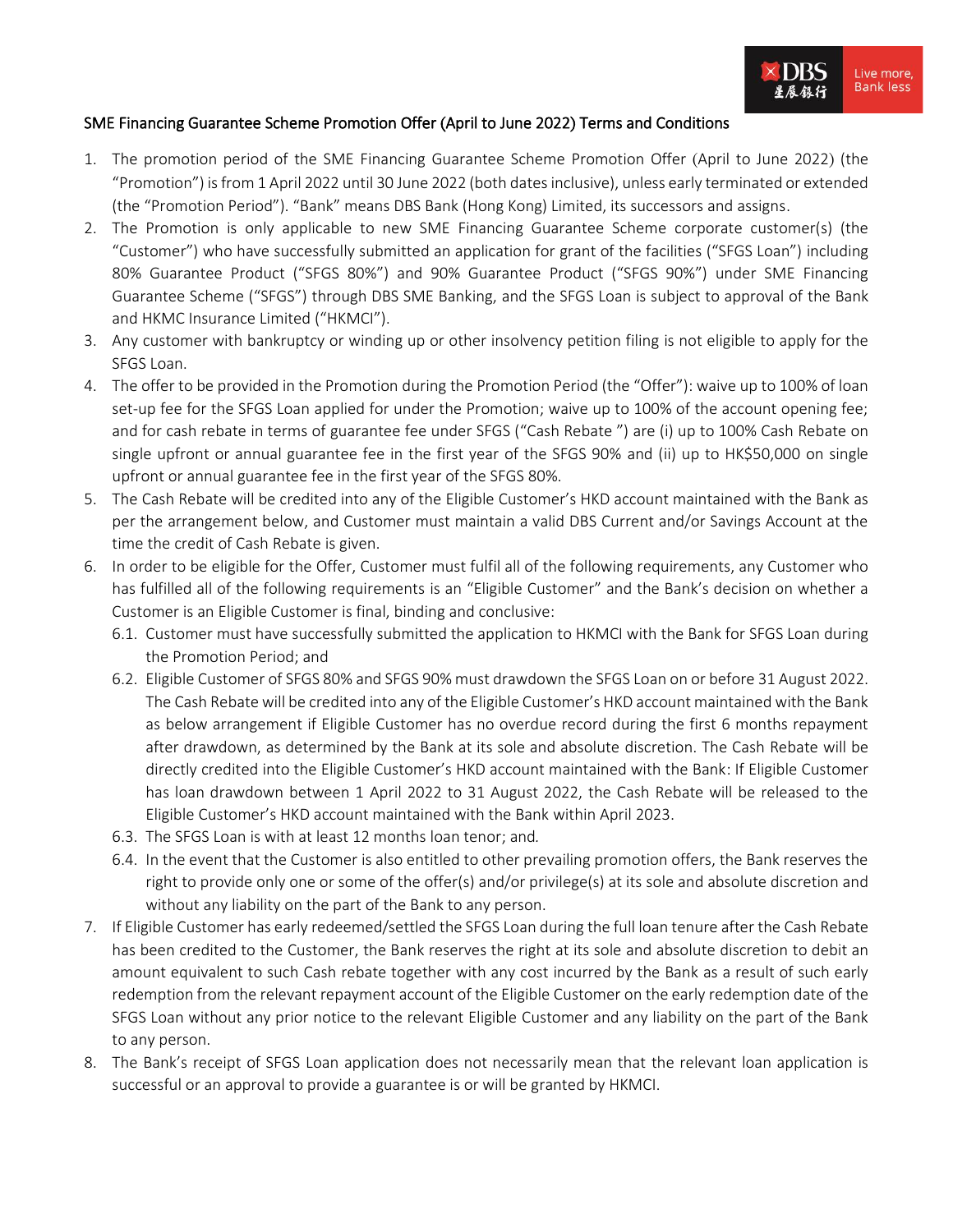## SME Financing Guarantee Scheme Promotion Offer (April to June 2022) Terms and Conditions

1. The promotion period of the SME Financing Guarantee Scheme Promotion Offer (April to June 2022) (the "Promotion") is from 1 April 2022 until 30 June 2022 (both dates inclusive), unless early terminated or extended (the "Promotion Period"). "Bank" means DBS Bank (Hong Kong) Limited, its successors and assigns.
2. The Promotion is only applicable to new SME Financing Guarantee Scheme corporate customer(s) (the "Customer") who have successfully submitted an application for grant of the facilities ("SFGS Loan") including 80% Guarantee Product ("SFGS 80%") and 90% Guarantee Product ("SFGS 90%") under SME Financing Guarantee Scheme ("SFGS") through DBS SME Banking, and the SFGS Loan is subject to approval of the Bank and HKMC Insurance Limited ("HKMCI").
3. Any customer with bankruptcy or winding up or other insolvency petition filing is not eligible to apply for the SFGS Loan.
4. The offer to be provided in the Promotion during the Promotion Period (the "Offer"): waive up to 100% of loan set-up fee for the SFGS Loan applied for under the Promotion; waive up to 100% of the account opening fee; and for cash rebate in terms of guarantee fee under SFGS ("Cash Rebate ") are (i) up to 100% Cash Rebate on single upfront or annual guarantee fee in the first year of the SFGS 90% and (ii) up to HK$50,000 on single upfront or annual guarantee fee in the first year of the SFGS 80%.
5. The Cash Rebate will be credited into any of the Eligible Customer's HKD account maintained with the Bank as per the arrangement below, and Customer must maintain a valid DBS Current and/or Savings Account at the time the credit of Cash Rebate is given.
6. In order to be eligible for the Offer, Customer must fulfil all of the following requirements, any Customer who has fulfilled all of the following requirements is an "Eligible Customer" and the Bank's decision on whether a Customer is an Eligible Customer is final, binding and conclusive:
   - 6.1. Customer must have successfully submitted the application to HKMCI with the Bank for SFGS Loan during the Promotion Period; and
   - 6.2. Eligible Customer of SFGS 80% and SFGS 90% must drawdown the SFGS Loan on or before 31 August 2022. The Cash Rebate will be credited into any of the Eligible Customer's HKD account maintained with the Bank as below arrangement if Eligible Customer has no overdue record during the first 6 months repayment after drawdown, as determined by the Bank at its sole and absolute discretion. The Cash Rebate will be directly credited into the Eligible Customer's HKD account maintained with the Bank: If Eligible Customer has loan drawdown between 1 April 2022 to 31 August 2022, the Cash Rebate will be released to the Eligible Customer's HKD account maintained with the Bank within April 2023.
   - 6.3. The SFGS Loan is with at least 12 months loan tenor; and.
   - 6.4. In the event that the Customer is also entitled to other prevailing promotion offers, the Bank reserves the right to provide only one or some of the offer(s) and/or privilege(s) at its sole and absolute discretion and without any liability on the part of the Bank to any person.
7. If Eligible Customer has early redeemed/settled the SFGS Loan during the full loan tenure after the Cash Rebate has been credited to the Customer, the Bank reserves the right at its sole and absolute discretion to debit an amount equivalent to such Cash rebate together with any cost incurred by the Bank as a result of such early redemption from the relevant repayment account of the Eligible Customer on the early redemption date of the SFGS Loan without any prior notice to the relevant Eligible Customer and any liability on the part of the Bank to any person.
8. The Bank's receipt of SFGS Loan application does not necessarily mean that the relevant loan application is successful or an approval to provide a guarantee is or will be granted by HKMCI.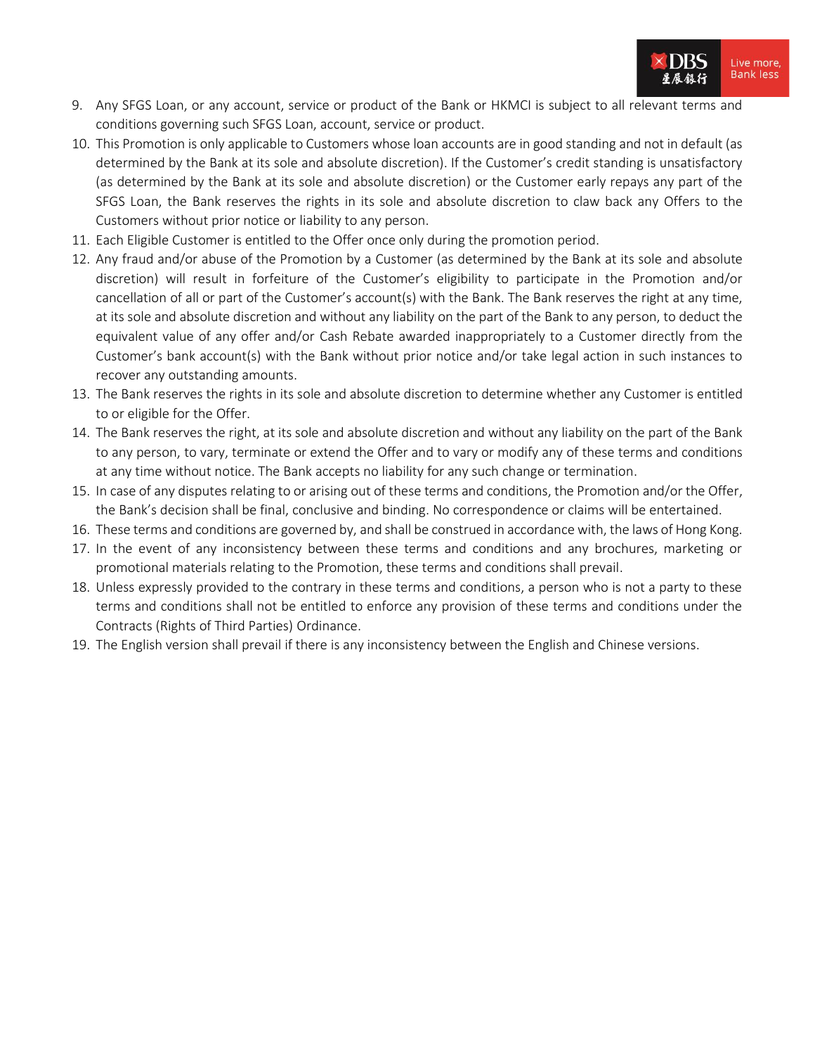9. Any SFGS Loan, or any account, service or product of the Bank or HKMCI is subject to all relevant terms and conditions governing such SFGS Loan, account, service or product.
10. This Promotion is only applicable to Customers whose loan accounts are in good standing and not in default (as determined by the Bank at its sole and absolute discretion). If the Customer's credit standing is unsatisfactory (as determined by the Bank at its sole and absolute discretion) or the Customer early repays any part of the SFGS Loan, the Bank reserves the rights in its sole and absolute discretion to claw back any Offers to the Customers without prior notice or liability to any person.
11. Each Eligible Customer is entitled to the Offer once only during the promotion period.
12. Any fraud and/or abuse of the Promotion by a Customer (as determined by the Bank at its sole and absolute discretion) will result in forfeiture of the Customer's eligibility to participate in the Promotion and/or cancellation of all or part of the Customer's account(s) with the Bank. The Bank reserves the right at any time, at its sole and absolute discretion and without any liability on the part of the Bank to any person, to deduct the equivalent value of any offer and/or Cash Rebate awarded inappropriately to a Customer directly from the Customer's bank account(s) with the Bank without prior notice and/or take legal action in such instances to recover any outstanding amounts.
13. The Bank reserves the rights in its sole and absolute discretion to determine whether any Customer is entitled to or eligible for the Offer.
14. The Bank reserves the right, at its sole and absolute discretion and without any liability on the part of the Bank to any person, to vary, terminate or extend the Offer and to vary or modify any of these terms and conditions at any time without notice. The Bank accepts no liability for any such change or termination.
15. In case of any disputes relating to or arising out of these terms and conditions, the Promotion and/or the Offer, the Bank's decision shall be final, conclusive and binding. No correspondence or claims will be entertained.
16. These terms and conditions are governed by, and shall be construed in accordance with, the laws of Hong Kong.
17. In the event of any inconsistency between these terms and conditions and any brochures, marketing or promotional materials relating to the Promotion, these terms and conditions shall prevail.
18. Unless expressly provided to the contrary in these terms and conditions, a person who is not a party to these terms and conditions shall not be entitled to enforce any provision of these terms and conditions under the Contracts (Rights of Third Parties) Ordinance.
19. The English version shall prevail if there is any inconsistency between the English and Chinese versions.